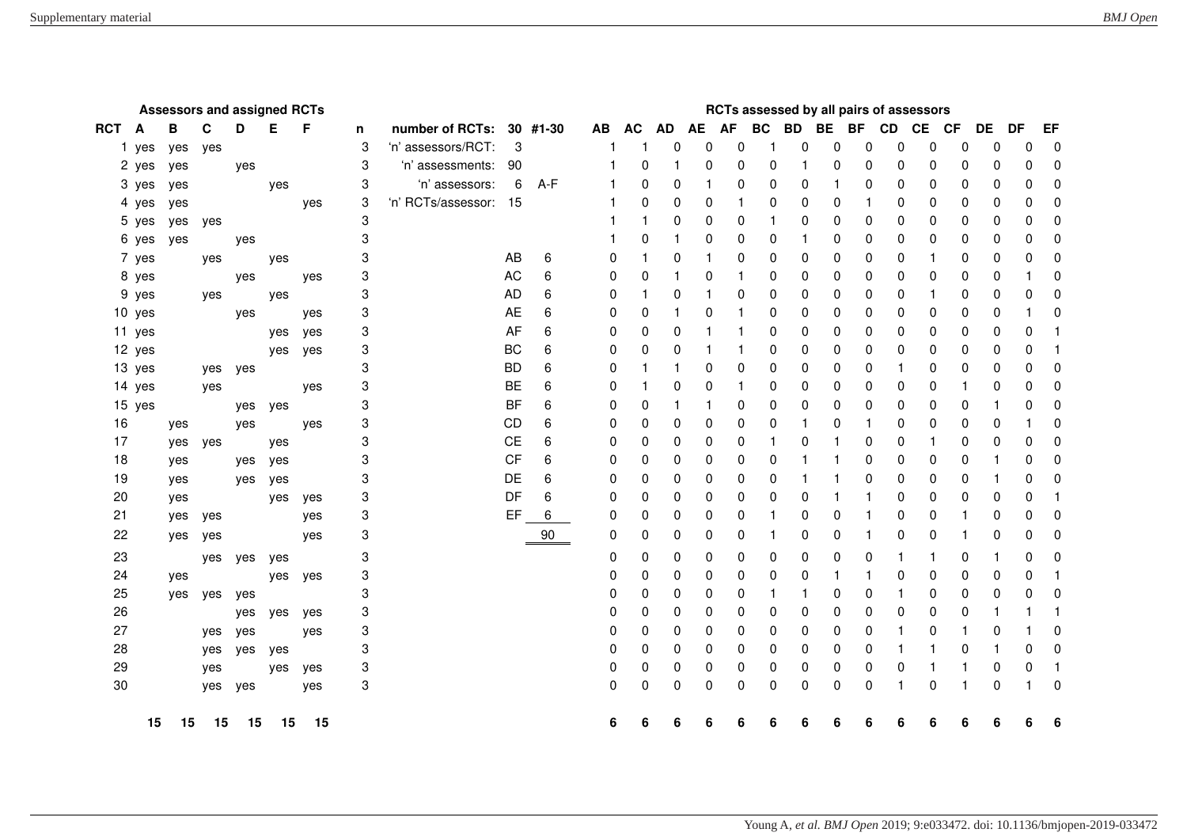### Assessors and assigned RCTs

| RCT | A | B | C | D | E | F | n |
|---|---|---|---|---|---|---|---|
| 1 | yes | yes | yes | | | | 3 |
| 2 | yes | yes | | yes | | | 3 |
| 3 | yes | yes | | | yes | | 3 |
| 4 | yes | yes | | | | yes | 3 |
| 5 | yes | yes | yes | | | | 3 |
| 6 | yes | yes | | yes | | | 3 |
| 7 | yes | | yes | | yes | | 3 |
| 8 | yes | | | yes | | yes | 3 |
| 9 | yes | | yes | | yes | | 3 |
| 10 | yes | | | yes | | yes | 3 |
| 11 | yes | | | | yes | yes | 3 |
| 12 | yes | | | | yes | yes | 3 |
| 13 | yes | | yes | yes | | | 3 |
| 14 | yes | | yes | | | yes | 3 |
| 15 | yes | | | yes | yes | | 3 |
| 16 | | yes | | yes | | yes | 3 |
| 17 | | yes | yes | | yes | | 3 |
| 18 | | yes | | yes | yes | | 3 |
| 19 | | yes | | yes | yes | | 3 |
| 20 | | yes | | | yes | yes | 3 |
| 21 | | yes | yes | | | yes | 3 |
| 22 | | yes | yes | | | yes | 3 |
| 23 | | | yes | yes | yes | | 3 |
| 24 | | yes | | | yes | yes | 3 |
| 25 | | yes | yes | yes | | | 3 |
| 26 | | | | yes | yes | yes | 3 |
| 27 | | | yes | yes | | yes | 3 |
| 28 | | | yes | yes | yes | | 3 |
| 29 | | | yes | | yes | yes | 3 |
| 30 | | | yes | yes | | yes | 3 |
| | 15 | 15 | 15 | 15 | 15 | 15 | |

| | | |
|---|---|---|
| number of RCTs: | 30 | #1-30 |
| 'n' assessors/RCT: | 3 | |
| 'n' assessments: | 90 | |
| 'n' assessors: | 6 | A-F |
| 'n' RCTs/assessor: | 15 | |

| Pair | n |
|---|---|
| AB | 6 |
| AC | 6 |
| AD | 6 |
| AE | 6 |
| AF | 6 |
| BC | 6 |
| BD | 6 |
| BE | 6 |
| BF | 6 |
| CD | 6 |
| CE | 6 |
| CF | 6 |
| DE | 6 |
| DF | 6 |
| EF | 6 |
| | 90 |

### RCTs assessed by all pairs of assessors

| AB | AC | AD | AE | AF | BC | BD | BE | BF | CD | CE | CF | DE | DF | EF |
|---|---|---|---|---|---|---|---|---|---|---|---|---|---|---|
| 1 | 1 | 0 | 0 | 0 | 1 | 0 | 0 | 0 | 0 | 0 | 0 | 0 | 0 | 0 |
| 1 | 0 | 1 | 0 | 0 | 0 | 1 | 0 | 0 | 0 | 0 | 0 | 0 | 0 | 0 |
| 1 | 0 | 0 | 1 | 0 | 0 | 0 | 1 | 0 | 0 | 0 | 0 | 0 | 0 | 0 |
| 1 | 0 | 0 | 0 | 1 | 0 | 0 | 0 | 1 | 0 | 0 | 0 | 0 | 0 | 0 |
| 1 | 1 | 0 | 0 | 0 | 1 | 0 | 0 | 0 | 0 | 0 | 0 | 0 | 0 | 0 |
| 1 | 0 | 1 | 0 | 0 | 0 | 1 | 0 | 0 | 0 | 0 | 0 | 0 | 0 | 0 |
| 0 | 1 | 0 | 1 | 0 | 0 | 0 | 0 | 0 | 0 | 1 | 0 | 0 | 0 | 0 |
| 0 | 0 | 1 | 0 | 1 | 0 | 0 | 0 | 0 | 0 | 0 | 0 | 0 | 1 | 0 |
| 0 | 1 | 0 | 1 | 0 | 0 | 0 | 0 | 0 | 0 | 1 | 0 | 0 | 0 | 0 |
| 0 | 0 | 1 | 0 | 1 | 0 | 0 | 0 | 0 | 0 | 0 | 0 | 0 | 1 | 0 |
| 0 | 0 | 0 | 1 | 1 | 0 | 0 | 0 | 0 | 0 | 0 | 0 | 0 | 0 | 1 |
| 0 | 0 | 0 | 1 | 1 | 0 | 0 | 0 | 0 | 0 | 0 | 0 | 0 | 0 | 1 |
| 0 | 1 | 1 | 0 | 0 | 0 | 0 | 0 | 0 | 1 | 0 | 0 | 0 | 0 | 0 |
| 0 | 1 | 0 | 0 | 1 | 0 | 0 | 0 | 0 | 0 | 0 | 1 | 0 | 0 | 0 |
| 0 | 0 | 1 | 1 | 0 | 0 | 0 | 0 | 0 | 0 | 0 | 0 | 1 | 0 | 0 |
| 0 | 0 | 0 | 0 | 0 | 0 | 1 | 0 | 1 | 0 | 0 | 0 | 0 | 1 | 0 |
| 0 | 0 | 0 | 0 | 0 | 1 | 0 | 1 | 0 | 0 | 1 | 0 | 0 | 0 | 0 |
| 0 | 0 | 0 | 0 | 0 | 0 | 1 | 1 | 0 | 0 | 0 | 0 | 1 | 0 | 0 |
| 0 | 0 | 0 | 0 | 0 | 0 | 1 | 1 | 0 | 0 | 0 | 0 | 1 | 0 | 0 |
| 0 | 0 | 0 | 0 | 0 | 0 | 0 | 1 | 1 | 0 | 0 | 0 | 0 | 0 | 1 |
| 0 | 0 | 0 | 0 | 0 | 1 | 0 | 0 | 1 | 0 | 0 | 1 | 0 | 0 | 0 |
| 0 | 0 | 0 | 0 | 0 | 1 | 0 | 0 | 1 | 0 | 0 | 1 | 0 | 0 | 0 |
| 0 | 0 | 0 | 0 | 0 | 0 | 0 | 0 | 0 | 1 | 1 | 0 | 1 | 0 | 0 |
| 0 | 0 | 0 | 0 | 0 | 0 | 0 | 1 | 1 | 0 | 0 | 0 | 0 | 0 | 1 |
| 0 | 0 | 0 | 0 | 0 | 1 | 1 | 0 | 0 | 1 | 0 | 0 | 0 | 0 | 0 |
| 0 | 0 | 0 | 0 | 0 | 0 | 0 | 0 | 0 | 0 | 0 | 0 | 1 | 1 | 1 |
| 0 | 0 | 0 | 0 | 0 | 0 | 0 | 0 | 0 | 1 | 0 | 1 | 0 | 1 | 0 |
| 0 | 0 | 0 | 0 | 0 | 0 | 0 | 0 | 0 | 1 | 1 | 0 | 1 | 0 | 0 |
| 0 | 0 | 0 | 0 | 0 | 0 | 0 | 0 | 0 | 0 | 1 | 1 | 0 | 0 | 1 |
| 0 | 0 | 0 | 0 | 0 | 0 | 0 | 0 | 0 | 1 | 0 | 1 | 0 | 1 | 0 |
| **6** | **6** | **6** | **6** | **6** | **6** | **6** | **6** | **6** | **6** | **6** | **6** | **6** | **6** | **6** |